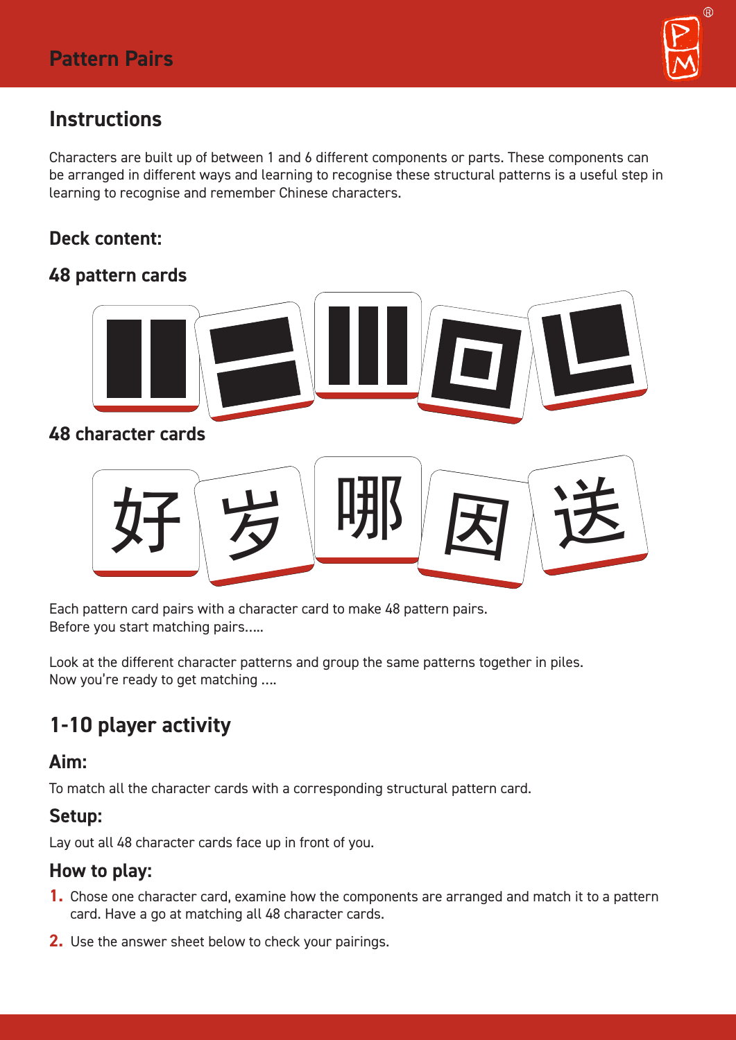## Instructions

Characters are built up of between 1 and 6 different components or parts. These components can be arranged in different ways and learning to recognise these structural patterns is a useful step in learning to recognise and remember Chinese characters.

### Deck content:

### 48 pattern cards

### 48 character cards

好 岁 哪 因 送

Each pattern card pairs with a character card to make 48 pattern pairs.
Before you start matching pairs.....

Look at the different character patterns and group the same patterns together in piles.
Now you're ready to get matching ....

## 1-10 player activity

### Aim:

To match all the character cards with a corresponding structural pattern card.

### Setup:

Lay out all 48 character cards face up in front of you.

### How to play:

1. Chose one character card, examine how the components are arranged and match it to a pattern card. Have a go at matching all 48 character cards.
2. Use the answer sheet below to check your pairings.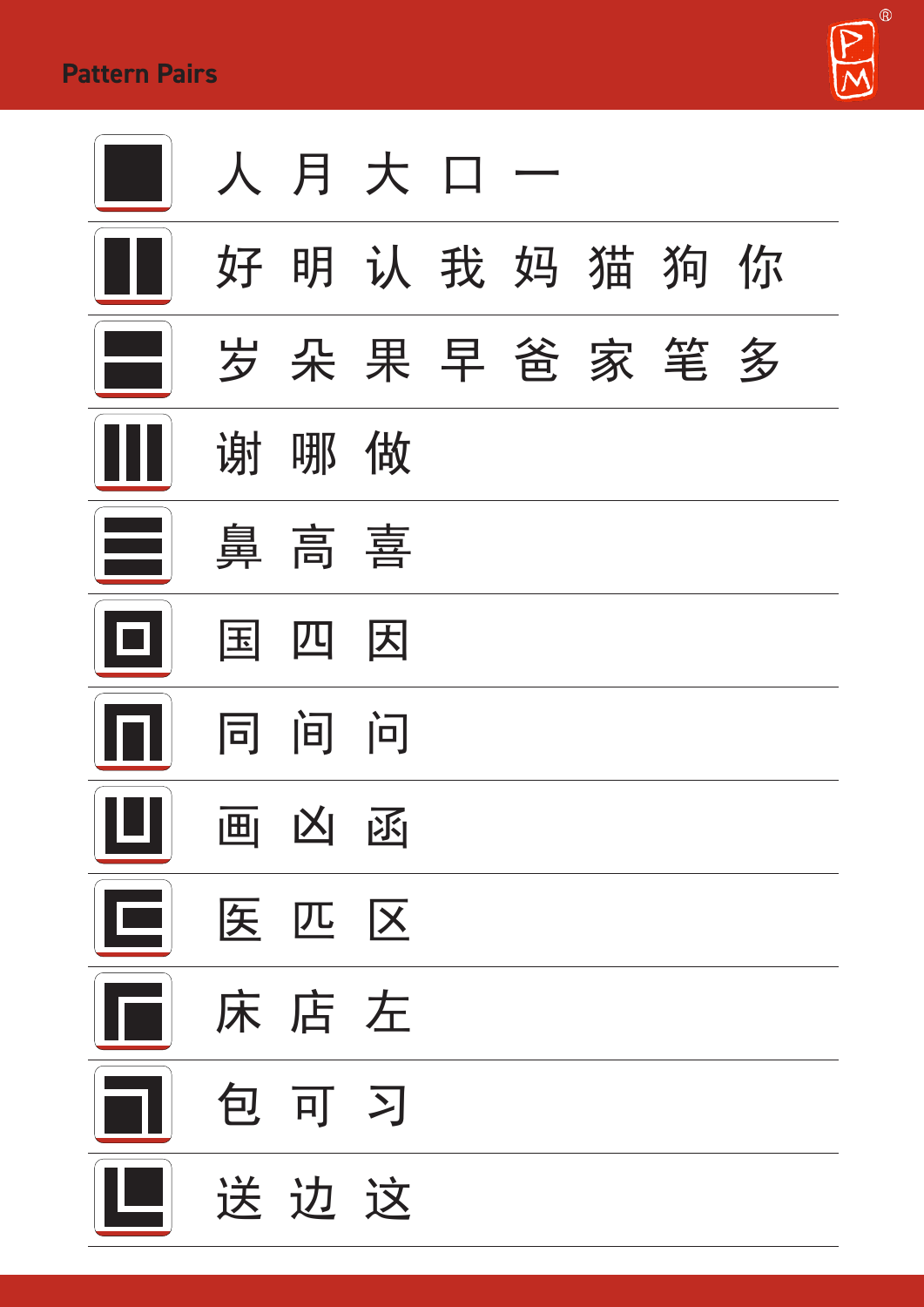Pattern Pairs

| | |
|---|---|
| | 人 月 大 口 一 |
| | 好 明 认 我 妈 猫 狗 你 |
| | 岁 朵 果 早 爸 家 笔 多 |
| | 谢 哪 做 |
| | 鼻 高 喜 |
| | 国 四 因 |
| | 同 间 问 |
| | 画 凶 函 |
| | 医 匹 区 |
| | 床 店 左 |
| | 包 可 习 |
| | 送 边 这 |